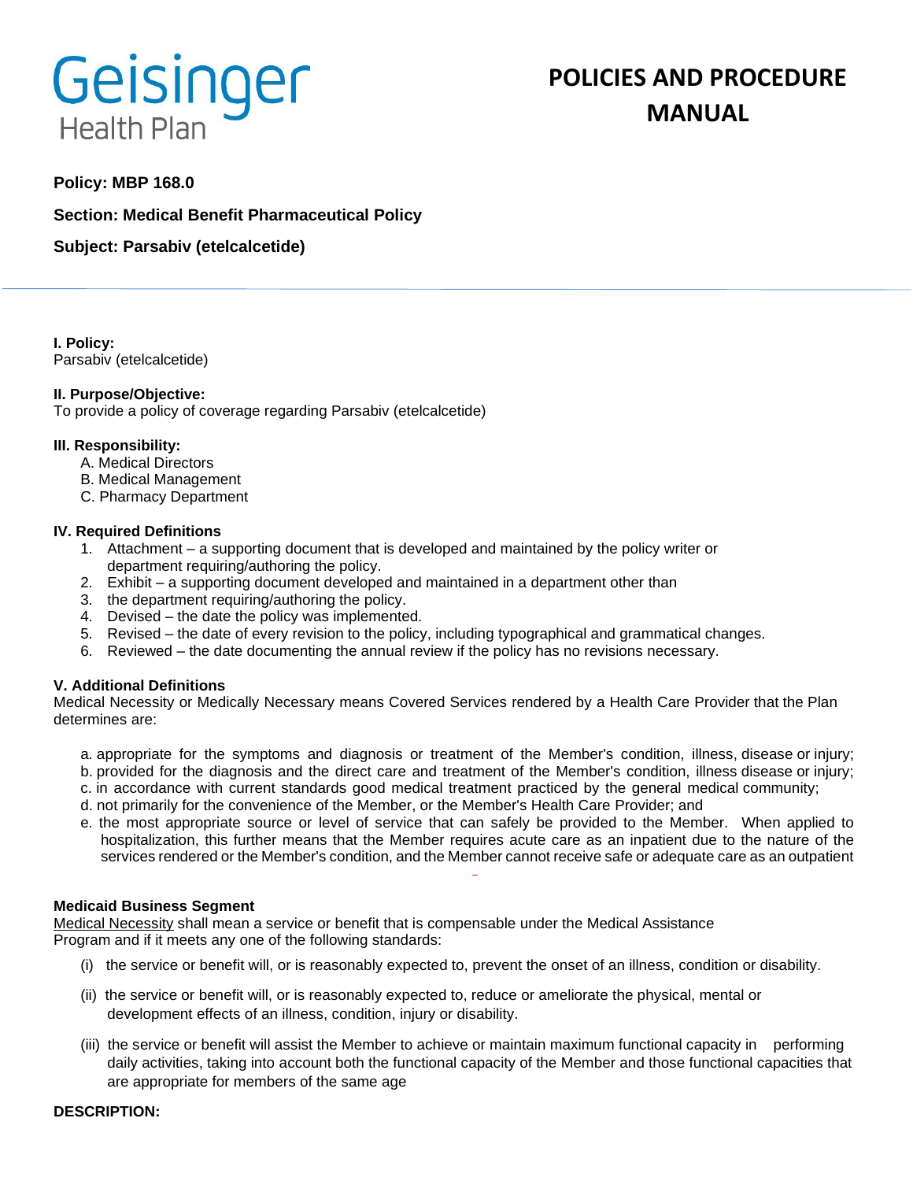Geisinger Health Plan

# POLICIES AND PROCEDURE MANUAL

**Policy: MBP 168.0**

**Section: Medical Benefit Pharmaceutical Policy**

**Subject: Parsabiv (etelcalcetide)**

---

**I. Policy:**
Parsabiv (etelcalcetide)

**II. Purpose/Objective:**
To provide a policy of coverage regarding Parsabiv (etelcalcetide)

**III. Responsibility:**

A. Medical Directors
B. Medical Management
C. Pharmacy Department

**IV. Required Definitions**

1. Attachment – a supporting document that is developed and maintained by the policy writer or department requiring/authoring the policy.
2. Exhibit – a supporting document developed and maintained in a department other than
3. the department requiring/authoring the policy.
4. Devised – the date the policy was implemented.
5. Revised – the date of every revision to the policy, including typographical and grammatical changes.
6. Reviewed – the date documenting the annual review if the policy has no revisions necessary.

**V. Additional Definitions**
Medical Necessity or Medically Necessary means Covered Services rendered by a Health Care Provider that the Plan determines are:

a. appropriate for the symptoms and diagnosis or treatment of the Member's condition, illness, disease or injury;
b. provided for the diagnosis and the direct care and treatment of the Member's condition, illness disease or injury;
c. in accordance with current standards good medical treatment practiced by the general medical community;
d. not primarily for the convenience of the Member, or the Member's Health Care Provider; and
e. the most appropriate source or level of service that can safely be provided to the Member. When applied to hospitalization, this further means that the Member requires acute care as an inpatient due to the nature of the services rendered or the Member's condition, and the Member cannot receive safe or adequate care as an outpatient

**Medicaid Business Segment**
Medical Necessity shall mean a service or benefit that is compensable under the Medical Assistance Program and if it meets any one of the following standards:

(i) the service or benefit will, or is reasonably expected to, prevent the onset of an illness, condition or disability.

(ii) the service or benefit will, or is reasonably expected to, reduce or ameliorate the physical, mental or development effects of an illness, condition, injury or disability.

(iii) the service or benefit will assist the Member to achieve or maintain maximum functional capacity in performing daily activities, taking into account both the functional capacity of the Member and those functional capacities that are appropriate for members of the same age

**DESCRIPTION:**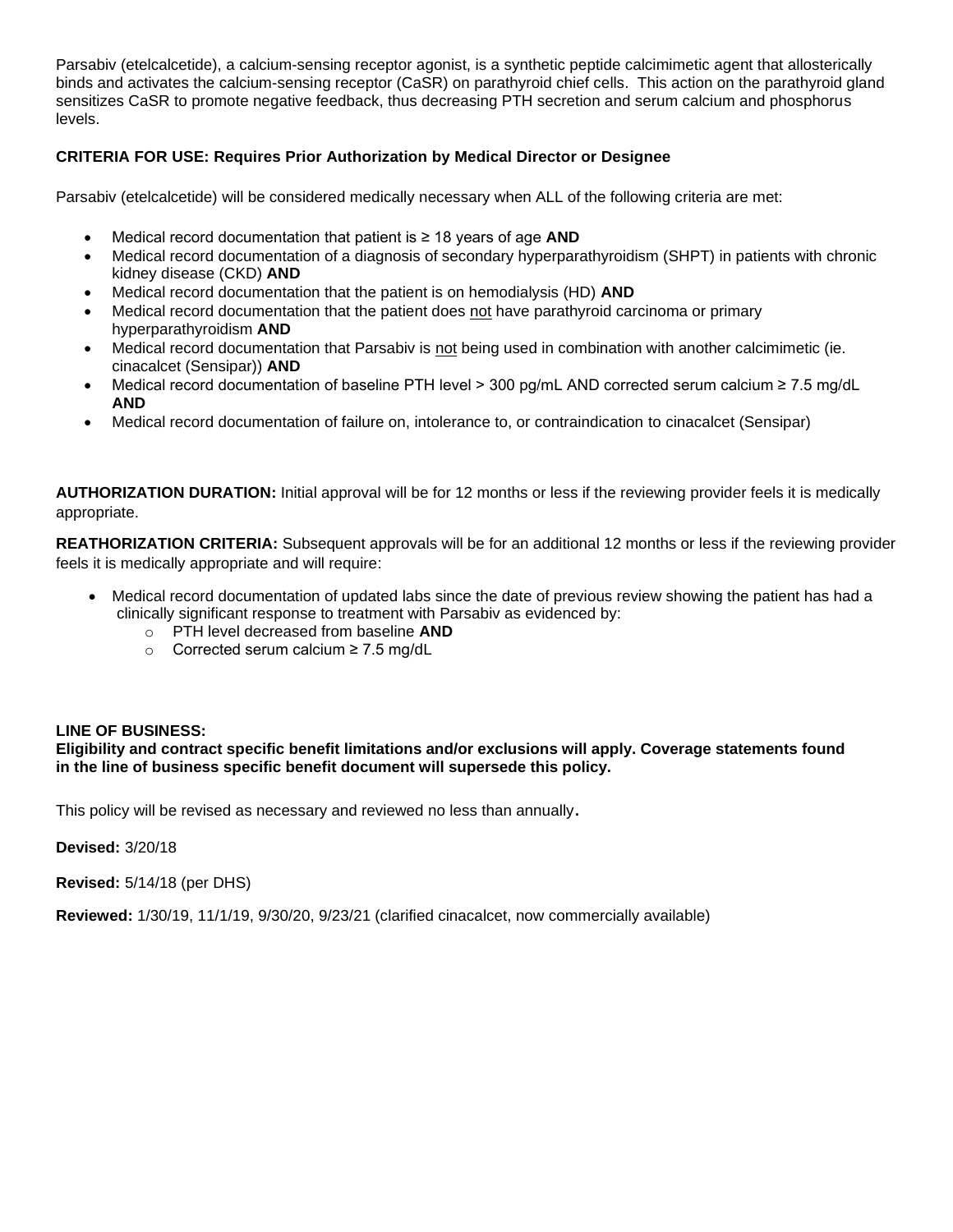Parsabiv (etelcalcetide), a calcium-sensing receptor agonist, is a synthetic peptide calcimimetic agent that allosterically binds and activates the calcium-sensing receptor (CaSR) on parathyroid chief cells. This action on the parathyroid gland sensitizes CaSR to promote negative feedback, thus decreasing PTH secretion and serum calcium and phosphorus levels.

**CRITERIA FOR USE: Requires Prior Authorization by Medical Director or Designee**

Parsabiv (etelcalcetide) will be considered medically necessary when ALL of the following criteria are met:

- Medical record documentation that patient is ≥ 18 years of age **AND**
- Medical record documentation of a diagnosis of secondary hyperparathyroidism (SHPT) in patients with chronic kidney disease (CKD) **AND**
- Medical record documentation that the patient is on hemodialysis (HD) **AND**
- Medical record documentation that the patient does <u>not</u> have parathyroid carcinoma or primary hyperparathyroidism **AND**
- Medical record documentation that Parsabiv is <u>not</u> being used in combination with another calcimimetic (ie. cinacalcet (Sensipar)) **AND**
- Medical record documentation of baseline PTH level > 300 pg/mL AND corrected serum calcium ≥ 7.5 mg/dL **AND**
- Medical record documentation of failure on, intolerance to, or contraindication to cinacalcet (Sensipar)

**AUTHORIZATION DURATION:** Initial approval will be for 12 months or less if the reviewing provider feels it is medically appropriate.

**REATHORIZATION CRITERIA:** Subsequent approvals will be for an additional 12 months or less if the reviewing provider feels it is medically appropriate and will require:

- Medical record documentation of updated labs since the date of previous review showing the patient has had a clinically significant response to treatment with Parsabiv as evidenced by:
  - PTH level decreased from baseline **AND**
  - Corrected serum calcium ≥ 7.5 mg/dL

**LINE OF BUSINESS:**

**Eligibility and contract specific benefit limitations and/or exclusions will apply. Coverage statements found in the line of business specific benefit document will supersede this policy.**

This policy will be revised as necessary and reviewed no less than annually.

**Devised:** 3/20/18

**Revised:** 5/14/18 (per DHS)

**Reviewed:** 1/30/19, 11/1/19, 9/30/20, 9/23/21 (clarified cinacalcet, now commercially available)